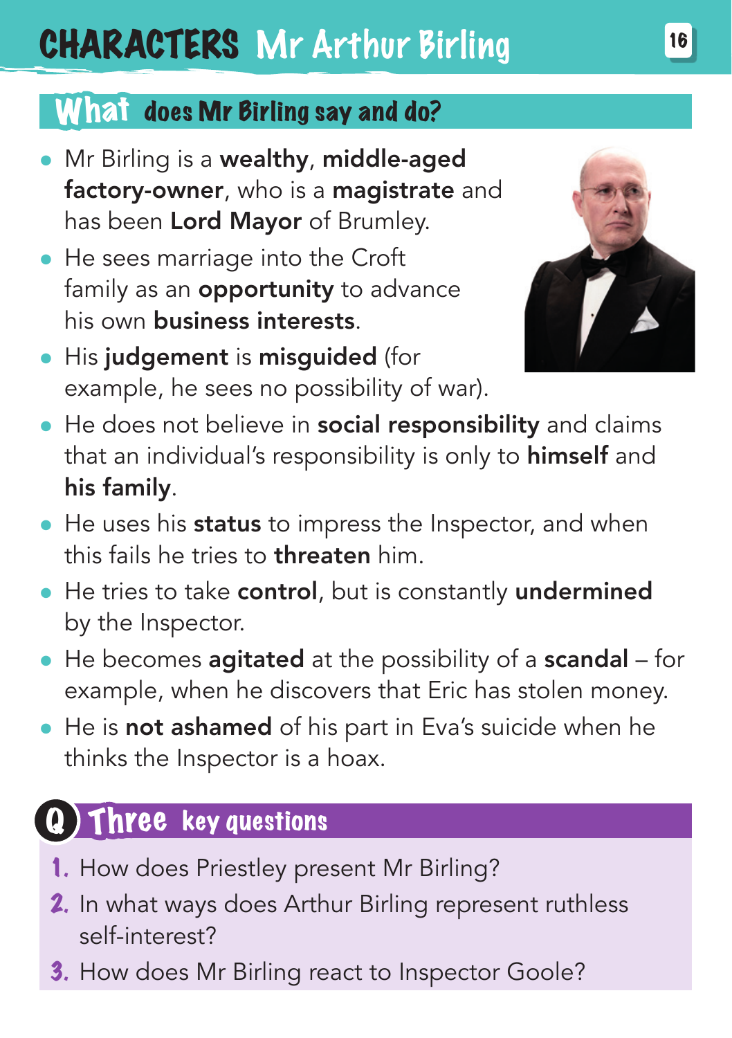# CHARACTERS Mr Arthur Birling

## What does Mr Birling say and do?

- Mr Birling is a **wealthy**, **middle-aged factory-owner**, who is a **magistrate** and has been **Lord Mayor** of Brumley.
- He sees marriage into the Croft family as an **opportunity** to advance his own **business interests**.
- His **judgement** is **misguided** (for example, he sees no possibility of war).
- He does not believe in **social responsibility** and claims that an individual's responsibility is only to **himself** and **his family**.
- He uses his **status** to impress the Inspector, and when this fails he tries to **threaten** him.
- He tries to take **control**, but is constantly **undermined** by the Inspector.
- He becomes **agitated** at the possibility of a **scandal** – for example, when he discovers that Eric has stolen money.
- He is **not ashamed** of his part in Eva's suicide when he thinks the Inspector is a hoax.

## Q Three key questions

1. How does Priestley present Mr Birling?
2. In what ways does Arthur Birling represent ruthless self-interest?
3. How does Mr Birling react to Inspector Goole?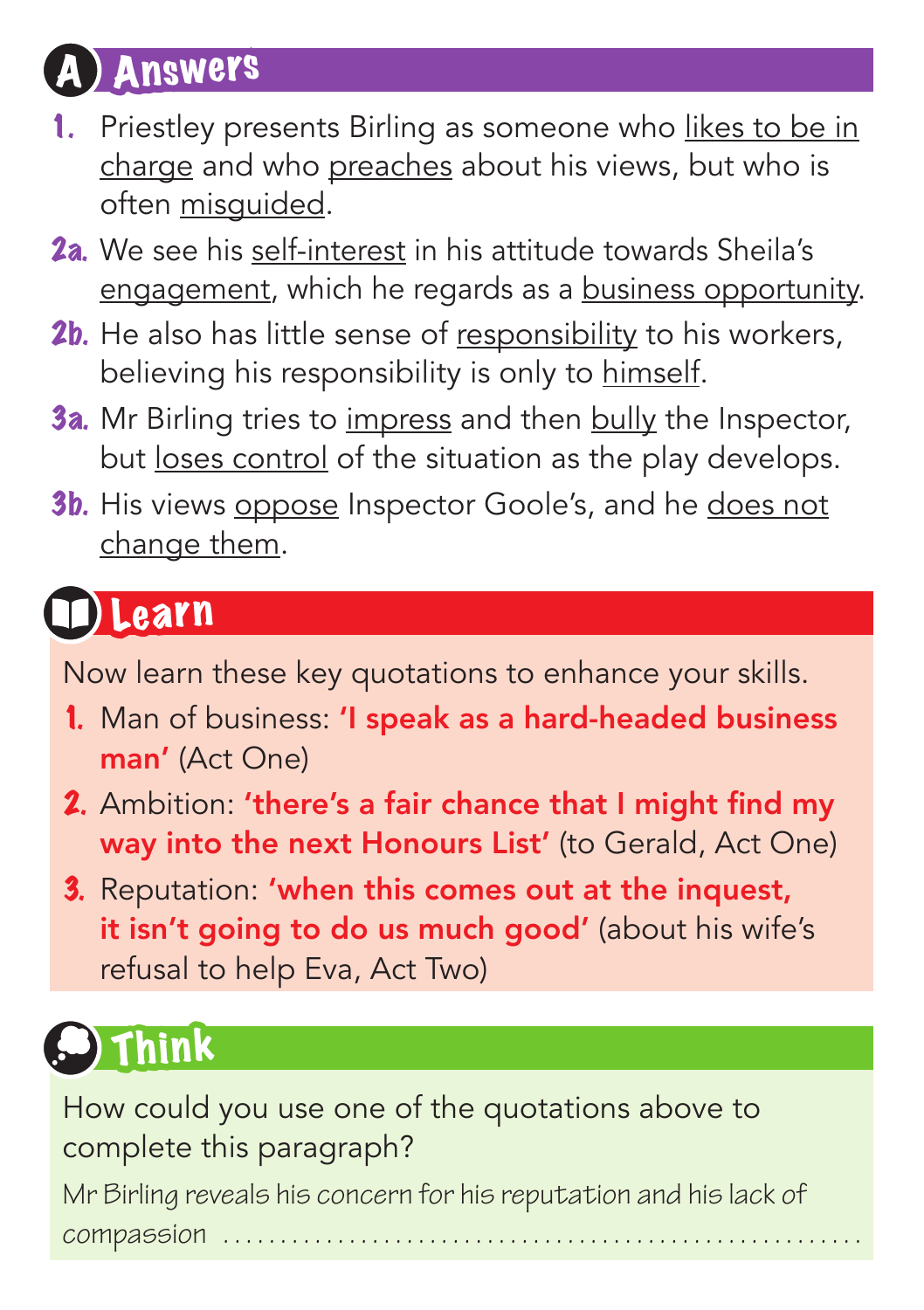## A Answers

1. Priestley presents Birling as someone who likes to be in charge and who preaches about his views, but who is often misguided.

2a. We see his self-interest in his attitude towards Sheila's engagement, which he regards as a business opportunity.

2b. He also has little sense of responsibility to his workers, believing his responsibility is only to himself.

3a. Mr Birling tries to impress and then bully the Inspector, but loses control of the situation as the play develops.

3b. His views oppose Inspector Goole's, and he does not change them.

## Learn

Now learn these key quotations to enhance your skills.

1. Man of business: **'I speak as a hard-headed business man'** (Act One)
2. Ambition: **'there's a fair chance that I might find my way into the next Honours List'** (to Gerald, Act One)
3. Reputation: **'when this comes out at the inquest, it isn't going to do us much good'** (about his wife's refusal to help Eva, Act Two)

## Think

How could you use one of the quotations above to complete this paragraph?

*Mr Birling reveals his concern for his reputation and his lack of compassion* ......................................................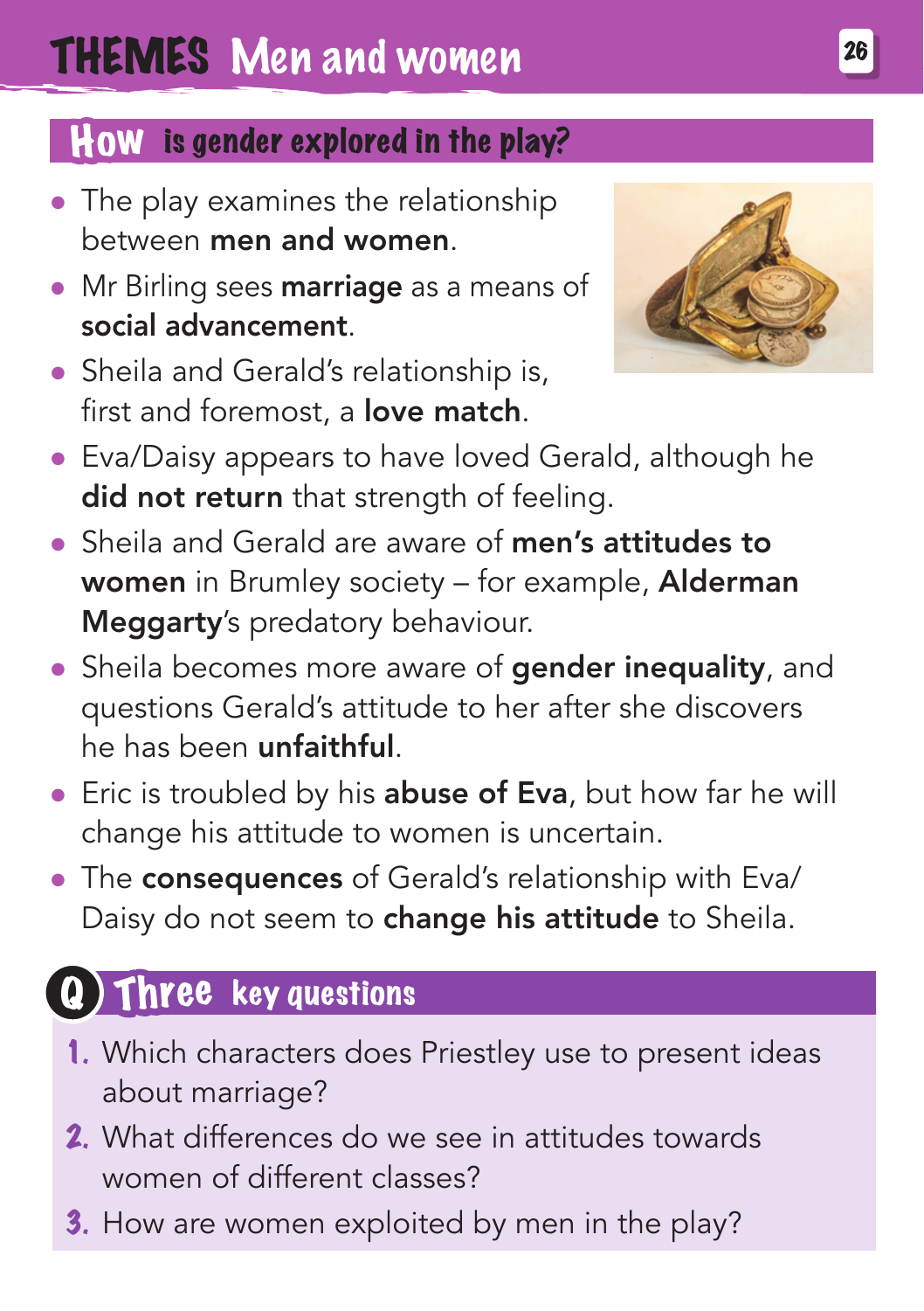# THEMES Men and women

## How is gender explored in the play?

- The play examines the relationship between **men and women**.
- Mr Birling sees **marriage** as a means of **social advancement**.
- Sheila and Gerald's relationship is, first and foremost, a **love match**.
- Eva/Daisy appears to have loved Gerald, although he **did not return** that strength of feeling.
- Sheila and Gerald are aware of **men's attitudes to women** in Brumley society – for example, **Alderman Meggarty**'s predatory behaviour.
- Sheila becomes more aware of **gender inequality**, and questions Gerald's attitude to her after she discovers he has been **unfaithful**.
- Eric is troubled by his **abuse of Eva**, but how far he will change his attitude to women is uncertain.
- The **consequences** of Gerald's relationship with Eva/Daisy do not seem to **change his attitude** to Sheila.

## Q Three key questions

1. Which characters does Priestley use to present ideas about marriage?
2. What differences do we see in attitudes towards women of different classes?
3. How are women exploited by men in the play?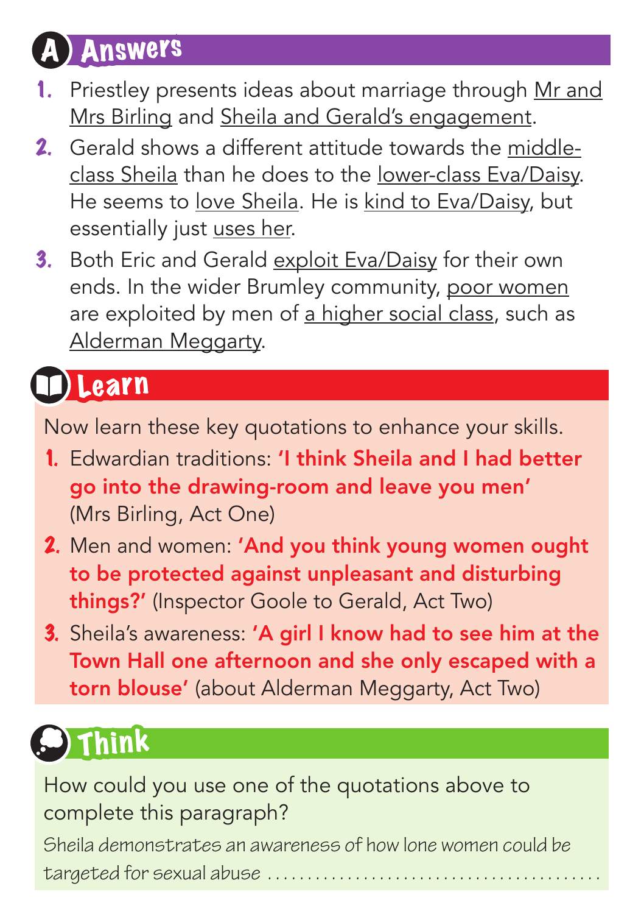## A) Answers

1. Priestley presents ideas about marriage through Mr and Mrs Birling and Sheila and Gerald's engagement.
2. Gerald shows a different attitude towards the middle-class Sheila than he does to the lower-class Eva/Daisy. He seems to love Sheila. He is kind to Eva/Daisy, but essentially just uses her.
3. Both Eric and Gerald exploit Eva/Daisy for their own ends. In the wider Brumley community, poor women are exploited by men of a higher social class, such as Alderman Meggarty.

## Learn

Now learn these key quotations to enhance your skills.

1. Edwardian traditions: **'I think Sheila and I had better go into the drawing-room and leave you men'** (Mrs Birling, Act One)
2. Men and women: **'And you think young women ought to be protected against unpleasant and disturbing things?'** (Inspector Goole to Gerald, Act Two)
3. Sheila's awareness: **'A girl I know had to see him at the Town Hall one afternoon and she only escaped with a torn blouse'** (about Alderman Meggarty, Act Two)

## Think

How could you use one of the quotations above to complete this paragraph?

*Sheila demonstrates an awareness of how lone women could be targeted for sexual abuse* ........................................